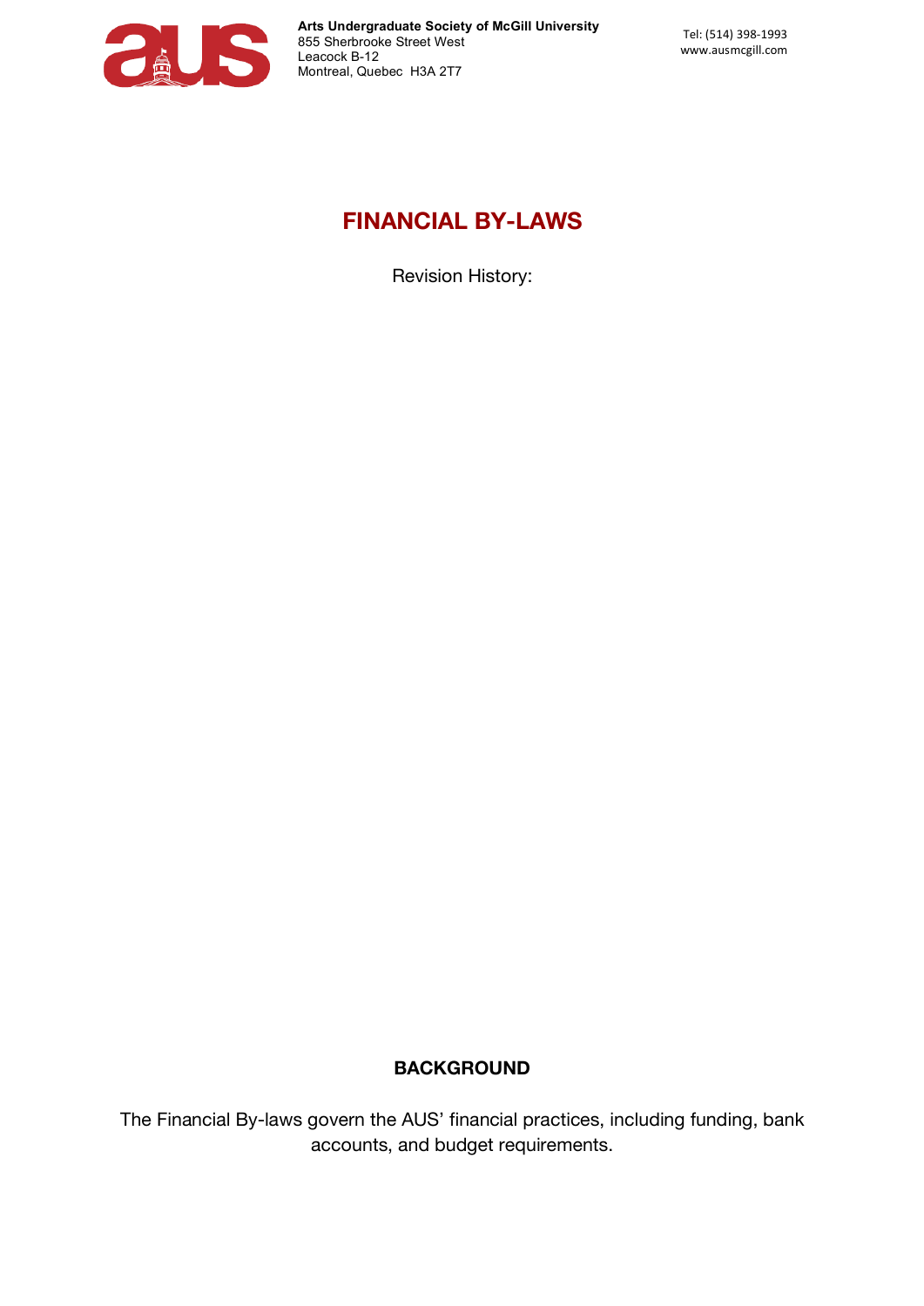**Arts Undergraduate Society of McGill University**
855 Sherbrooke Street West
Leacock B-12
Montreal, Quebec H3A 2T7

Tel: (514) 398-1993
www.ausmcgill.com

# FINANCIAL BY-LAWS

Revision History:

## BACKGROUND

The Financial By-laws govern the AUS' financial practices, including funding, bank accounts, and budget requirements.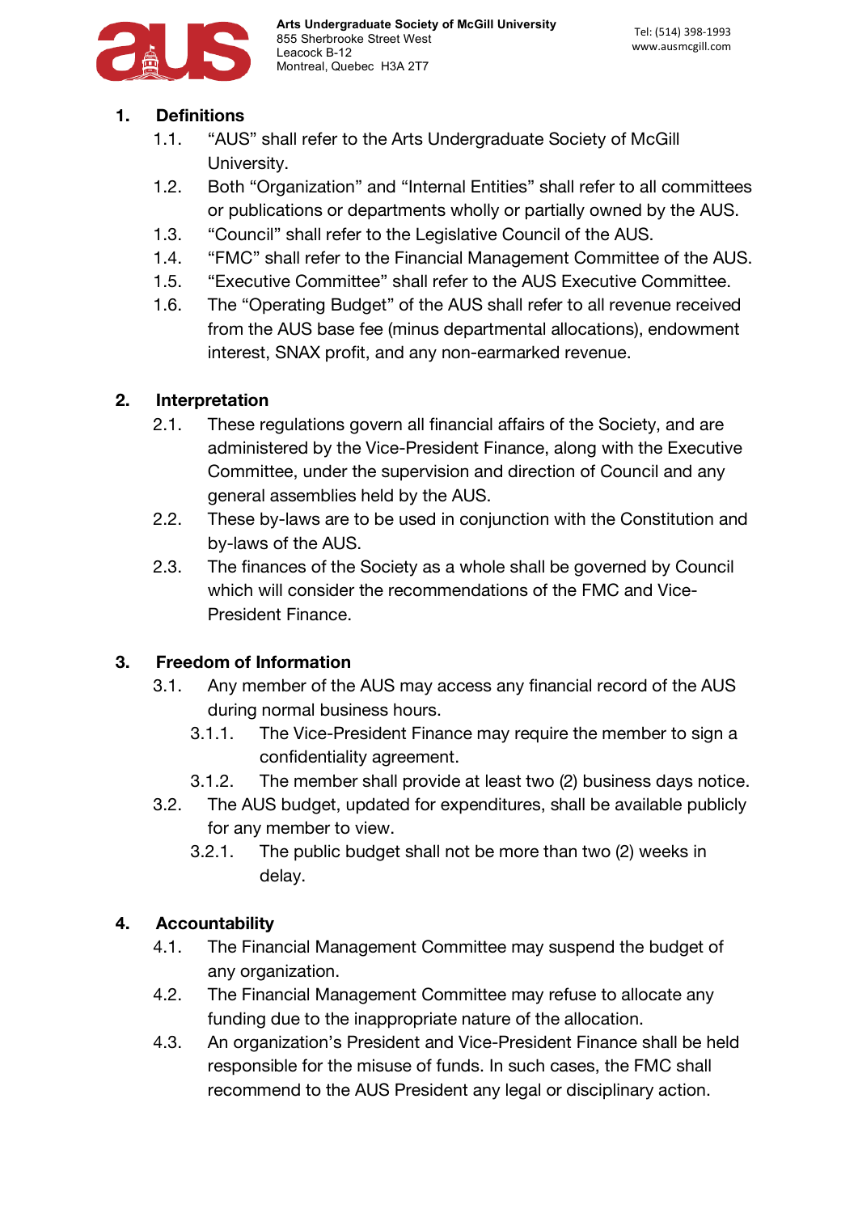## 1. Definitions

1.1. "AUS" shall refer to the Arts Undergraduate Society of McGill University.

1.2. Both "Organization" and "Internal Entities" shall refer to all committees or publications or departments wholly or partially owned by the AUS.

1.3. "Council" shall refer to the Legislative Council of the AUS.

1.4. "FMC" shall refer to the Financial Management Committee of the AUS.

1.5. "Executive Committee" shall refer to the AUS Executive Committee.

1.6. The "Operating Budget" of the AUS shall refer to all revenue received from the AUS base fee (minus departmental allocations), endowment interest, SNAX profit, and any non-earmarked revenue.

## 2. Interpretation

2.1. These regulations govern all financial affairs of the Society, and are administered by the Vice-President Finance, along with the Executive Committee, under the supervision and direction of Council and any general assemblies held by the AUS.

2.2. These by-laws are to be used in conjunction with the Constitution and by-laws of the AUS.

2.3. The finances of the Society as a whole shall be governed by Council which will consider the recommendations of the FMC and Vice-President Finance.

## 3. Freedom of Information

3.1. Any member of the AUS may access any financial record of the AUS during normal business hours.

- 3.1.1. The Vice-President Finance may require the member to sign a confidentiality agreement.
- 3.1.2. The member shall provide at least two (2) business days notice.

3.2. The AUS budget, updated for expenditures, shall be available publicly for any member to view.

- 3.2.1. The public budget shall not be more than two (2) weeks in delay.

## 4. Accountability

4.1. The Financial Management Committee may suspend the budget of any organization.

4.2. The Financial Management Committee may refuse to allocate any funding due to the inappropriate nature of the allocation.

4.3. An organization's President and Vice-President Finance shall be held responsible for the misuse of funds. In such cases, the FMC shall recommend to the AUS President any legal or disciplinary action.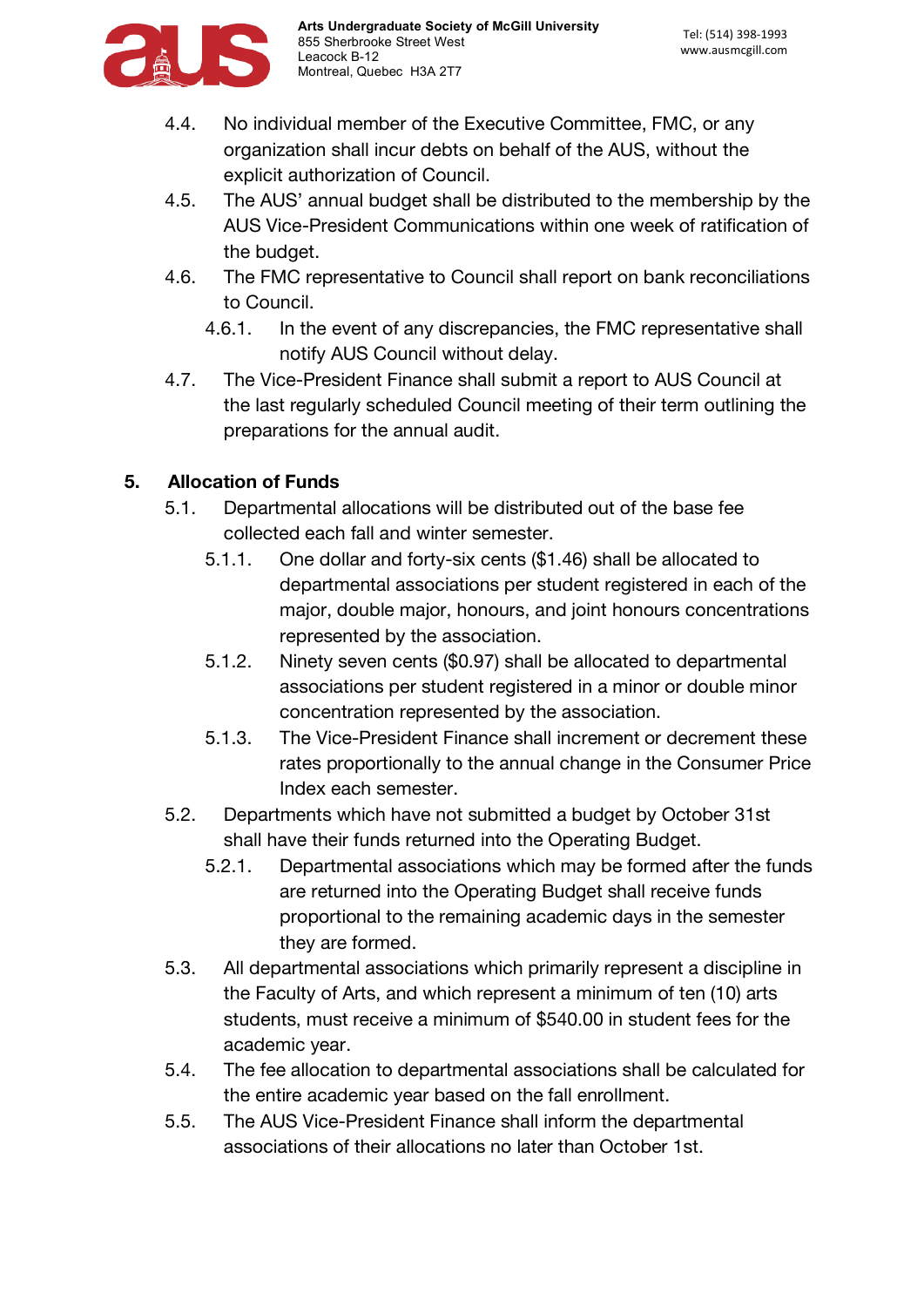4.4. No individual member of the Executive Committee, FMC, or any organization shall incur debts on behalf of the AUS, without the explicit authorization of Council.

4.5. The AUS' annual budget shall be distributed to the membership by the AUS Vice-President Communications within one week of ratification of the budget.

4.6. The FMC representative to Council shall report on bank reconciliations to Council.

- 4.6.1. In the event of any discrepancies, the FMC representative shall notify AUS Council without delay.

4.7. The Vice-President Finance shall submit a report to AUS Council at the last regularly scheduled Council meeting of their term outlining the preparations for the annual audit.

## 5. Allocation of Funds

5.1. Departmental allocations will be distributed out of the base fee collected each fall and winter semester.

- 5.1.1. One dollar and forty-six cents ($1.46) shall be allocated to departmental associations per student registered in each of the major, double major, honours, and joint honours concentrations represented by the association.
- 5.1.2. Ninety seven cents ($0.97) shall be allocated to departmental associations per student registered in a minor or double minor concentration represented by the association.
- 5.1.3. The Vice-President Finance shall increment or decrement these rates proportionally to the annual change in the Consumer Price Index each semester.

5.2. Departments which have not submitted a budget by October 31st shall have their funds returned into the Operating Budget.

- 5.2.1. Departmental associations which may be formed after the funds are returned into the Operating Budget shall receive funds proportional to the remaining academic days in the semester they are formed.

5.3. All departmental associations which primarily represent a discipline in the Faculty of Arts, and which represent a minimum of ten (10) arts students, must receive a minimum of $540.00 in student fees for the academic year.

5.4. The fee allocation to departmental associations shall be calculated for the entire academic year based on the fall enrollment.

5.5. The AUS Vice-President Finance shall inform the departmental associations of their allocations no later than October 1st.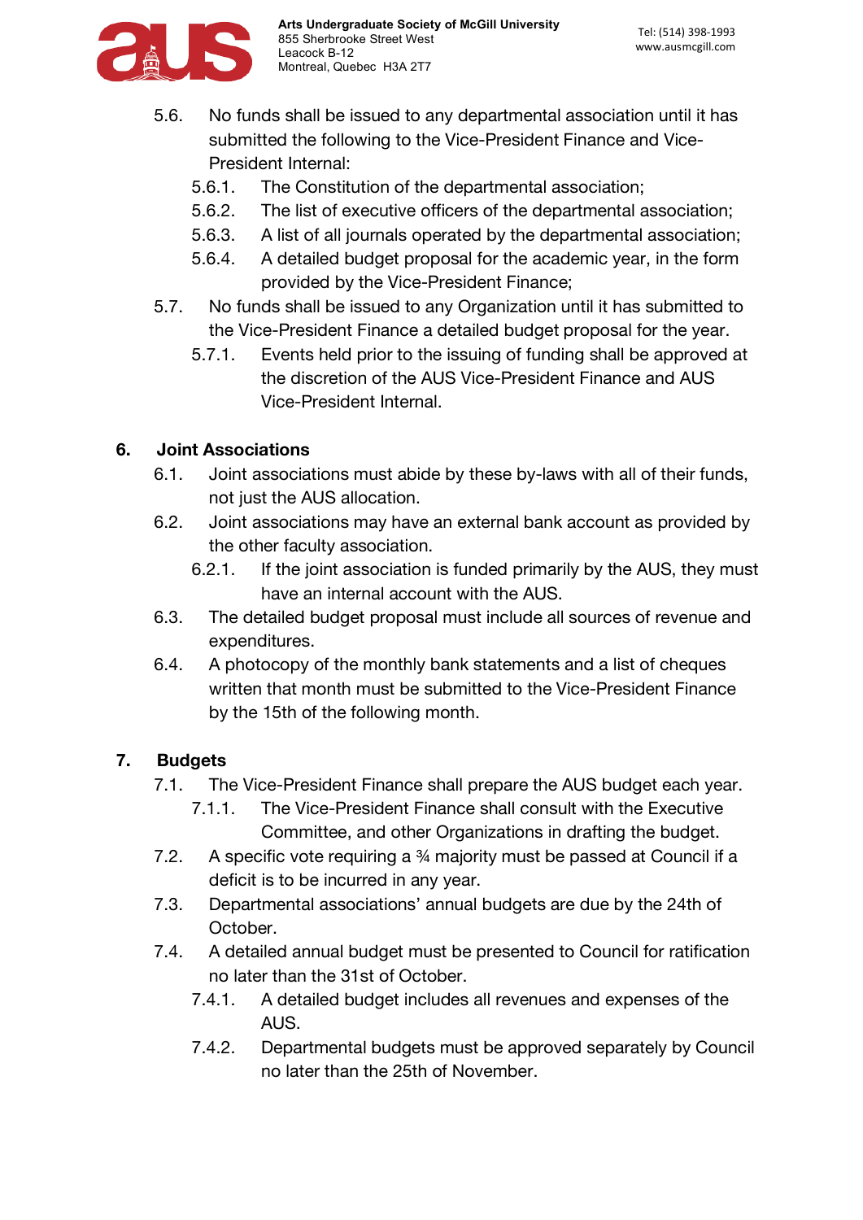5.6. No funds shall be issued to any departmental association until it has submitted the following to the Vice-President Finance and Vice-President Internal:

  5.6.1. The Constitution of the departmental association;

  5.6.2. The list of executive officers of the departmental association;

  5.6.3. A list of all journals operated by the departmental association;

  5.6.4. A detailed budget proposal for the academic year, in the form provided by the Vice-President Finance;

5.7. No funds shall be issued to any Organization until it has submitted to the Vice-President Finance a detailed budget proposal for the year.

  5.7.1. Events held prior to the issuing of funding shall be approved at the discretion of the AUS Vice-President Finance and AUS Vice-President Internal.

## 6. Joint Associations

6.1. Joint associations must abide by these by-laws with all of their funds, not just the AUS allocation.

6.2. Joint associations may have an external bank account as provided by the other faculty association.

  6.2.1. If the joint association is funded primarily by the AUS, they must have an internal account with the AUS.

6.3. The detailed budget proposal must include all sources of revenue and expenditures.

6.4. A photocopy of the monthly bank statements and a list of cheques written that month must be submitted to the Vice-President Finance by the 15th of the following month.

## 7. Budgets

7.1. The Vice-President Finance shall prepare the AUS budget each year.

  7.1.1. The Vice-President Finance shall consult with the Executive Committee, and other Organizations in drafting the budget.

7.2. A specific vote requiring a ¾ majority must be passed at Council if a deficit is to be incurred in any year.

7.3. Departmental associations' annual budgets are due by the 24th of October.

7.4. A detailed annual budget must be presented to Council for ratification no later than the 31st of October.

  7.4.1. A detailed budget includes all revenues and expenses of the AUS.

  7.4.2. Departmental budgets must be approved separately by Council no later than the 25th of November.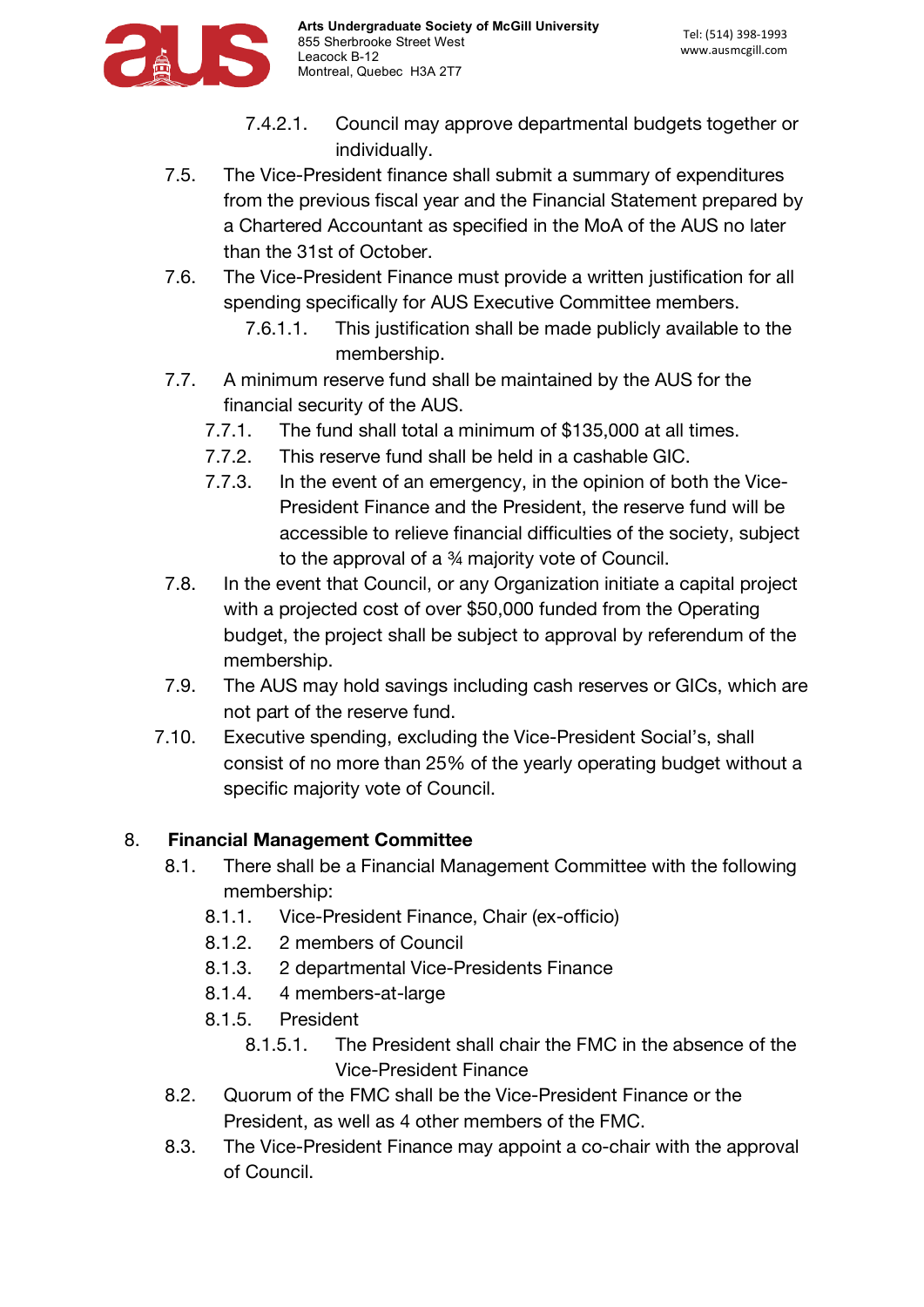7.4.2.1. Council may approve departmental budgets together or individually.

7.5. The Vice-President finance shall submit a summary of expenditures from the previous fiscal year and the Financial Statement prepared by a Chartered Accountant as specified in the MoA of the AUS no later than the 31st of October.

7.6. The Vice-President Finance must provide a written justification for all spending specifically for AUS Executive Committee members.

7.6.1.1. This justification shall be made publicly available to the membership.

7.7. A minimum reserve fund shall be maintained by the AUS for the financial security of the AUS.

7.7.1. The fund shall total a minimum of $135,000 at all times.

7.7.2. This reserve fund shall be held in a cashable GIC.

7.7.3. In the event of an emergency, in the opinion of both the Vice-President Finance and the President, the reserve fund will be accessible to relieve financial difficulties of the society, subject to the approval of a ¾ majority vote of Council.

7.8. In the event that Council, or any Organization initiate a capital project with a projected cost of over $50,000 funded from the Operating budget, the project shall be subject to approval by referendum of the membership.

7.9. The AUS may hold savings including cash reserves or GICs, which are not part of the reserve fund.

7.10. Executive spending, excluding the Vice-President Social's, shall consist of no more than 25% of the yearly operating budget without a specific majority vote of Council.

## 8. Financial Management Committee

8.1. There shall be a Financial Management Committee with the following membership:

8.1.1. Vice-President Finance, Chair (ex-officio)

8.1.2. 2 members of Council

8.1.3. 2 departmental Vice-Presidents Finance

8.1.4. 4 members-at-large

8.1.5. President

8.1.5.1. The President shall chair the FMC in the absence of the Vice-President Finance

8.2. Quorum of the FMC shall be the Vice-President Finance or the President, as well as 4 other members of the FMC.

8.3. The Vice-President Finance may appoint a co-chair with the approval of Council.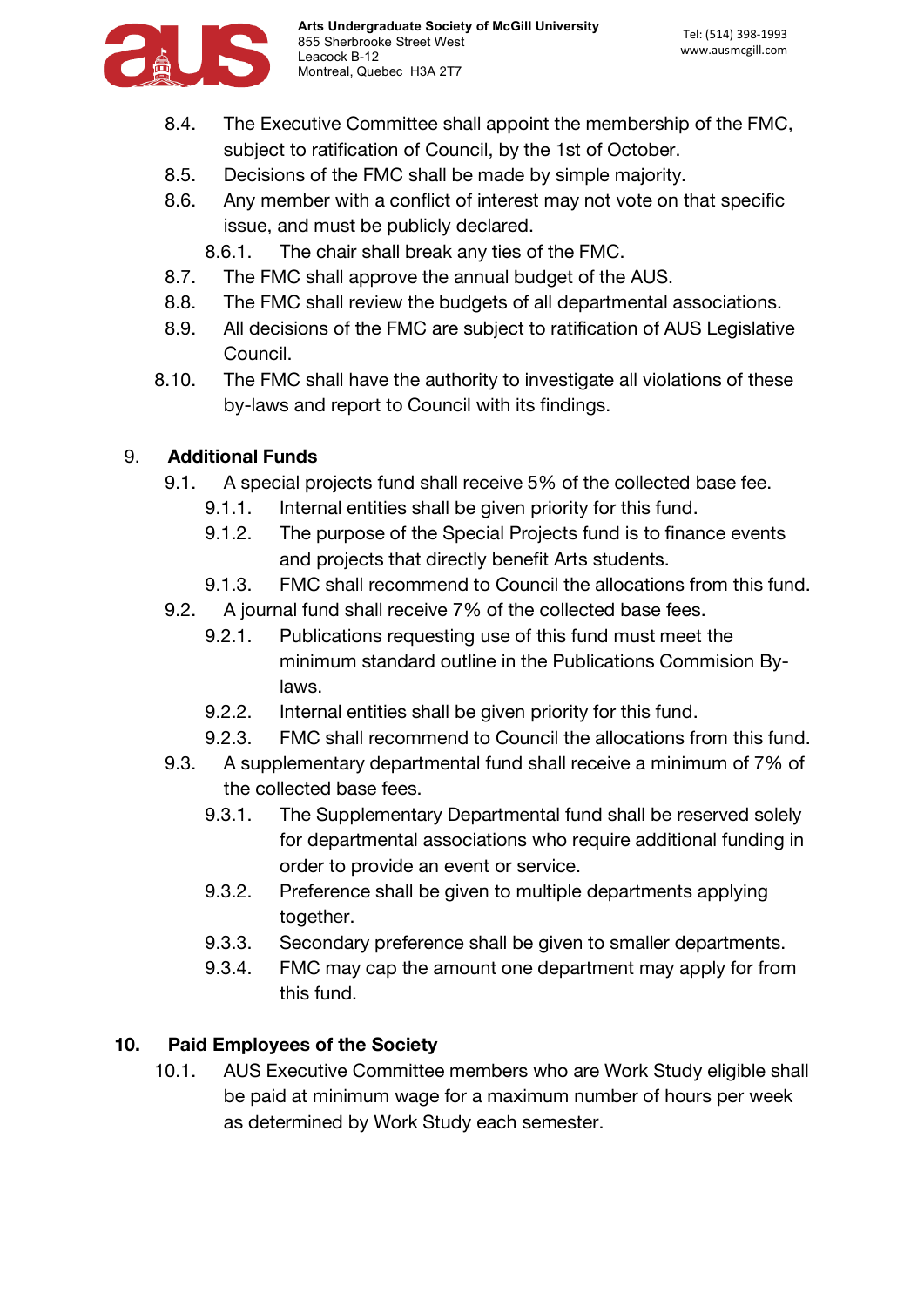8.4. The Executive Committee shall appoint the membership of the FMC, subject to ratification of Council, by the 1st of October.

8.5. Decisions of the FMC shall be made by simple majority.

8.6. Any member with a conflict of interest may not vote on that specific issue, and must be publicly declared.

  8.6.1. The chair shall break any ties of the FMC.

8.7. The FMC shall approve the annual budget of the AUS.

8.8. The FMC shall review the budgets of all departmental associations.

8.9. All decisions of the FMC are subject to ratification of AUS Legislative Council.

8.10. The FMC shall have the authority to investigate all violations of these by-laws and report to Council with its findings.

## 9. Additional Funds

9.1. A special projects fund shall receive 5% of the collected base fee.

  9.1.1. Internal entities shall be given priority for this fund.

  9.1.2. The purpose of the Special Projects fund is to finance events and projects that directly benefit Arts students.

  9.1.3. FMC shall recommend to Council the allocations from this fund.

9.2. A journal fund shall receive 7% of the collected base fees.

  9.2.1. Publications requesting use of this fund must meet the minimum standard outline in the Publications Commision By-laws.

  9.2.2. Internal entities shall be given priority for this fund.

  9.2.3. FMC shall recommend to Council the allocations from this fund.

9.3. A supplementary departmental fund shall receive a minimum of 7% of the collected base fees.

  9.3.1. The Supplementary Departmental fund shall be reserved solely for departmental associations who require additional funding in order to provide an event or service.

  9.3.2. Preference shall be given to multiple departments applying together.

  9.3.3. Secondary preference shall be given to smaller departments.

  9.3.4. FMC may cap the amount one department may apply for from this fund.

## 10. Paid Employees of the Society

10.1. AUS Executive Committee members who are Work Study eligible shall be paid at minimum wage for a maximum number of hours per week as determined by Work Study each semester.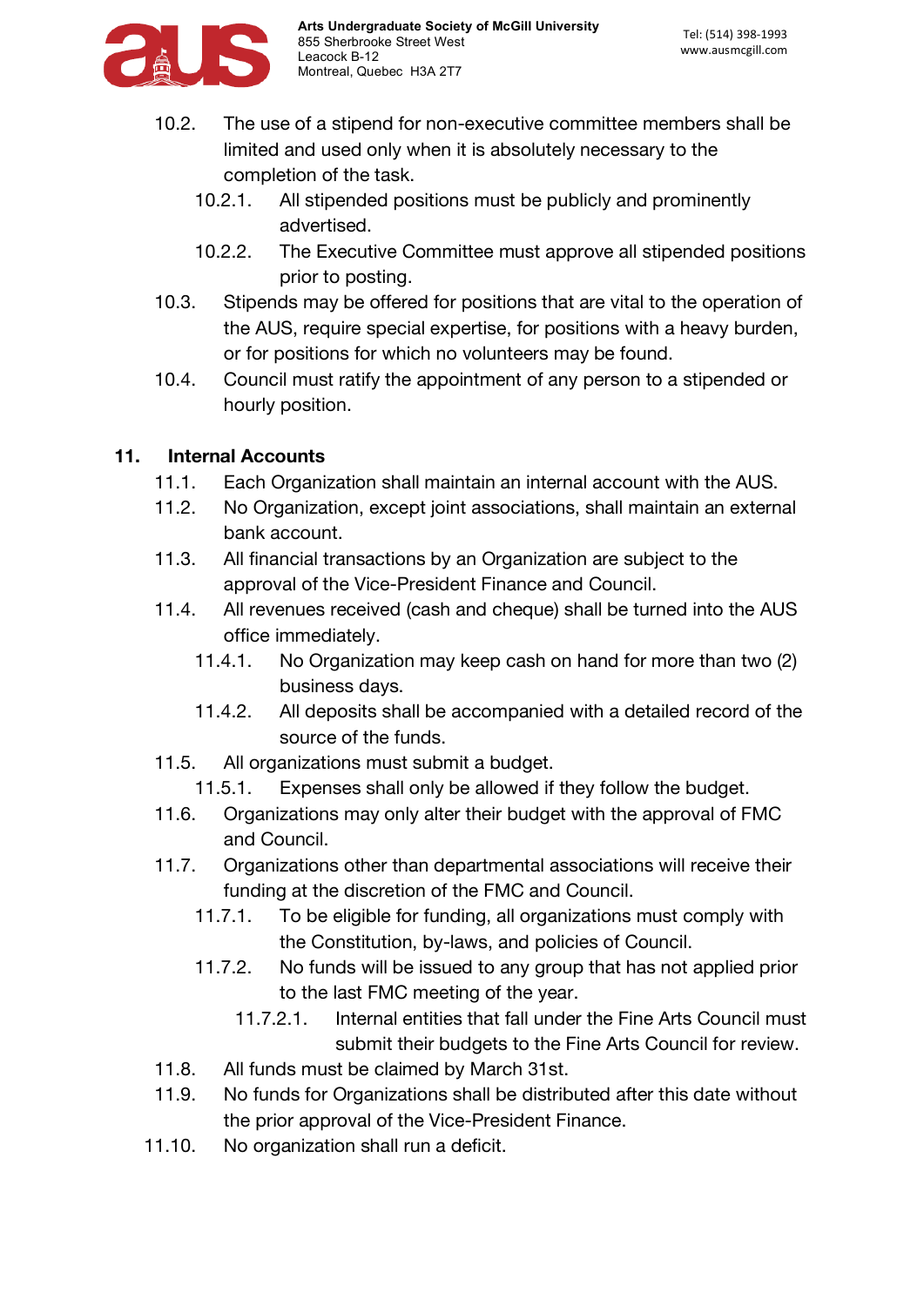10.2. The use of a stipend for non-executive committee members shall be limited and used only when it is absolutely necessary to the completion of the task.

  10.2.1. All stipended positions must be publicly and prominently advertised.

  10.2.2. The Executive Committee must approve all stipended positions prior to posting.

10.3. Stipends may be offered for positions that are vital to the operation of the AUS, require special expertise, for positions with a heavy burden, or for positions for which no volunteers may be found.

10.4. Council must ratify the appointment of any person to a stipended or hourly position.

## 11. Internal Accounts

11.1. Each Organization shall maintain an internal account with the AUS.

11.2. No Organization, except joint associations, shall maintain an external bank account.

11.3. All financial transactions by an Organization are subject to the approval of the Vice-President Finance and Council.

11.4. All revenues received (cash and cheque) shall be turned into the AUS office immediately.

  11.4.1. No Organization may keep cash on hand for more than two (2) business days.

  11.4.2. All deposits shall be accompanied with a detailed record of the source of the funds.

11.5. All organizations must submit a budget.

  11.5.1. Expenses shall only be allowed if they follow the budget.

11.6. Organizations may only alter their budget with the approval of FMC and Council.

11.7. Organizations other than departmental associations will receive their funding at the discretion of the FMC and Council.

  11.7.1. To be eligible for funding, all organizations must comply with the Constitution, by-laws, and policies of Council.

  11.7.2. No funds will be issued to any group that has not applied prior to the last FMC meeting of the year.

    11.7.2.1. Internal entities that fall under the Fine Arts Council must submit their budgets to the Fine Arts Council for review.

11.8. All funds must be claimed by March 31st.

11.9. No funds for Organizations shall be distributed after this date without the prior approval of the Vice-President Finance.

11.10. No organization shall run a deficit.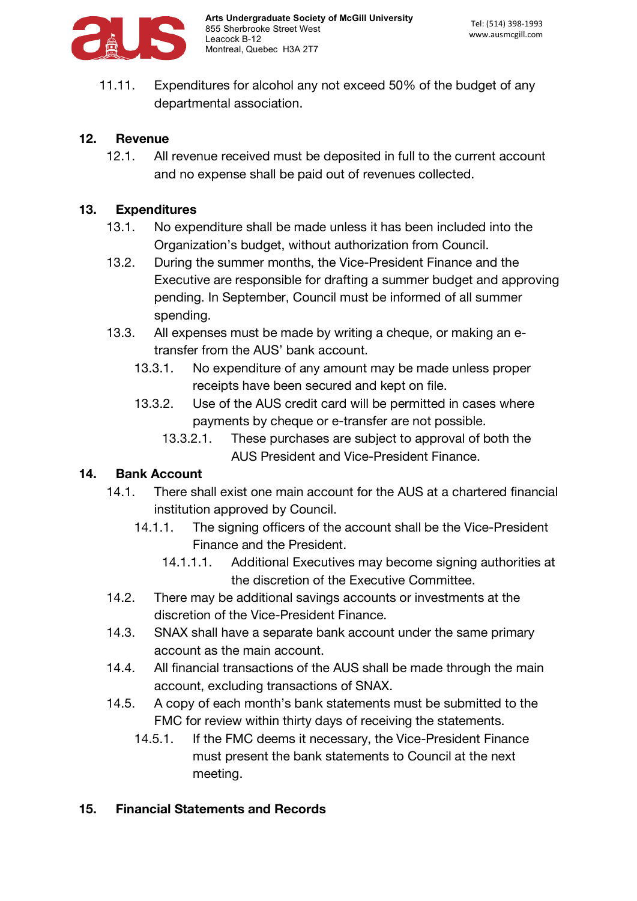11.11. Expenditures for alcohol any not exceed 50% of the budget of any departmental association.

## 12. Revenue

12.1. All revenue received must be deposited in full to the current account and no expense shall be paid out of revenues collected.

## 13. Expenditures

13.1. No expenditure shall be made unless it has been included into the Organization's budget, without authorization from Council.

13.2. During the summer months, the Vice-President Finance and the Executive are responsible for drafting a summer budget and approving pending. In September, Council must be informed of all summer spending.

13.3. All expenses must be made by writing a cheque, or making an e-transfer from the AUS' bank account.

13.3.1. No expenditure of any amount may be made unless proper receipts have been secured and kept on file.

13.3.2. Use of the AUS credit card will be permitted in cases where payments by cheque or e-transfer are not possible.

13.3.2.1. These purchases are subject to approval of both the AUS President and Vice-President Finance.

## 14. Bank Account

14.1. There shall exist one main account for the AUS at a chartered financial institution approved by Council.

14.1.1. The signing officers of the account shall be the Vice-President Finance and the President.

14.1.1.1. Additional Executives may become signing authorities at the discretion of the Executive Committee.

14.2. There may be additional savings accounts or investments at the discretion of the Vice-President Finance.

14.3. SNAX shall have a separate bank account under the same primary account as the main account.

14.4. All financial transactions of the AUS shall be made through the main account, excluding transactions of SNAX.

14.5. A copy of each month's bank statements must be submitted to the FMC for review within thirty days of receiving the statements.

14.5.1. If the FMC deems it necessary, the Vice-President Finance must present the bank statements to Council at the next meeting.

## 15. Financial Statements and Records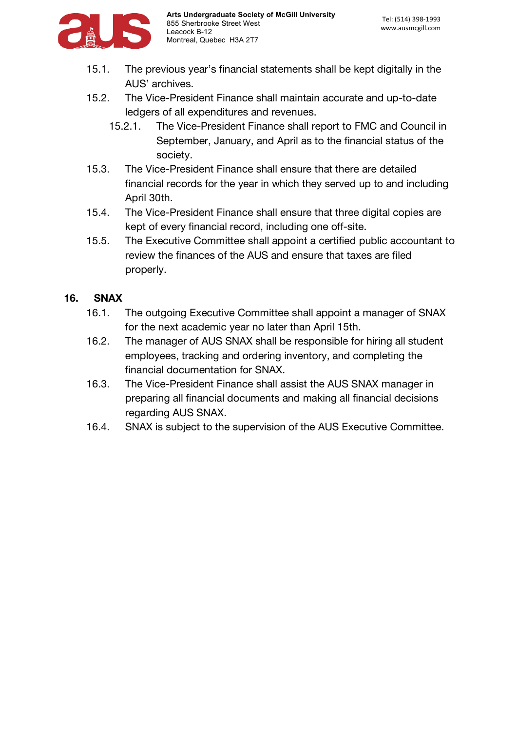15.1. The previous year's financial statements shall be kept digitally in the AUS' archives.

15.2. The Vice-President Finance shall maintain accurate and up-to-date ledgers of all expenditures and revenues.

15.2.1. The Vice-President Finance shall report to FMC and Council in September, January, and April as to the financial status of the society.

15.3. The Vice-President Finance shall ensure that there are detailed financial records for the year in which they served up to and including April 30th.

15.4. The Vice-President Finance shall ensure that three digital copies are kept of every financial record, including one off-site.

15.5. The Executive Committee shall appoint a certified public accountant to review the finances of the AUS and ensure that taxes are filed properly.

## 16. SNAX

16.1. The outgoing Executive Committee shall appoint a manager of SNAX for the next academic year no later than April 15th.

16.2. The manager of AUS SNAX shall be responsible for hiring all student employees, tracking and ordering inventory, and completing the financial documentation for SNAX.

16.3. The Vice-President Finance shall assist the AUS SNAX manager in preparing all financial documents and making all financial decisions regarding AUS SNAX.

16.4. SNAX is subject to the supervision of the AUS Executive Committee.